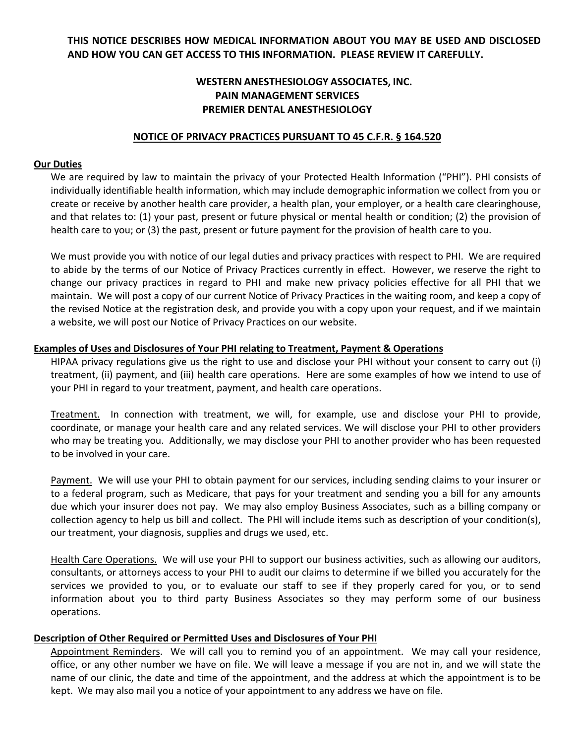**THIS NOTICE DESCRIBES HOW MEDICAL INFORMATION ABOUT YOU MAY BE USED AND DISCLOSED AND HOW YOU CAN GET ACCESS TO THIS INFORMATION. PLEASE REVIEW IT CAREFULLY.**

**WESTERN ANESTHESIOLOGY ASSOCIATES, INC.**
**PAIN MANAGEMENT SERVICES**
**PREMIER DENTAL ANESTHESIOLOGY**

**NOTICE OF PRIVACY PRACTICES PURSUANT TO 45 C.F.R. § 164.520**

## Our Duties

We are required by law to maintain the privacy of your Protected Health Information ("PHI"). PHI consists of individually identifiable health information, which may include demographic information we collect from you or create or receive by another health care provider, a health plan, your employer, or a health care clearinghouse, and that relates to: (1) your past, present or future physical or mental health or condition; (2) the provision of health care to you; or (3) the past, present or future payment for the provision of health care to you.

We must provide you with notice of our legal duties and privacy practices with respect to PHI. We are required to abide by the terms of our Notice of Privacy Practices currently in effect. However, we reserve the right to change our privacy practices in regard to PHI and make new privacy policies effective for all PHI that we maintain. We will post a copy of our current Notice of Privacy Practices in the waiting room, and keep a copy of the revised Notice at the registration desk, and provide you with a copy upon your request, and if we maintain a website, we will post our Notice of Privacy Practices on our website.

## Examples of Uses and Disclosures of Your PHI relating to Treatment, Payment & Operations

HIPAA privacy regulations give us the right to use and disclose your PHI without your consent to carry out (i) treatment, (ii) payment, and (iii) health care operations. Here are some examples of how we intend to use of your PHI in regard to your treatment, payment, and health care operations.

Treatment. In connection with treatment, we will, for example, use and disclose your PHI to provide, coordinate, or manage your health care and any related services. We will disclose your PHI to other providers who may be treating you. Additionally, we may disclose your PHI to another provider who has been requested to be involved in your care.

Payment. We will use your PHI to obtain payment for our services, including sending claims to your insurer or to a federal program, such as Medicare, that pays for your treatment and sending you a bill for any amounts due which your insurer does not pay. We may also employ Business Associates, such as a billing company or collection agency to help us bill and collect. The PHI will include items such as description of your condition(s), our treatment, your diagnosis, supplies and drugs we used, etc.

Health Care Operations. We will use your PHI to support our business activities, such as allowing our auditors, consultants, or attorneys access to your PHI to audit our claims to determine if we billed you accurately for the services we provided to you, or to evaluate our staff to see if they properly cared for you, or to send information about you to third party Business Associates so they may perform some of our business operations.

## Description of Other Required or Permitted Uses and Disclosures of Your PHI

Appointment Reminders. We will call you to remind you of an appointment. We may call your residence, office, or any other number we have on file. We will leave a message if you are not in, and we will state the name of our clinic, the date and time of the appointment, and the address at which the appointment is to be kept. We may also mail you a notice of your appointment to any address we have on file.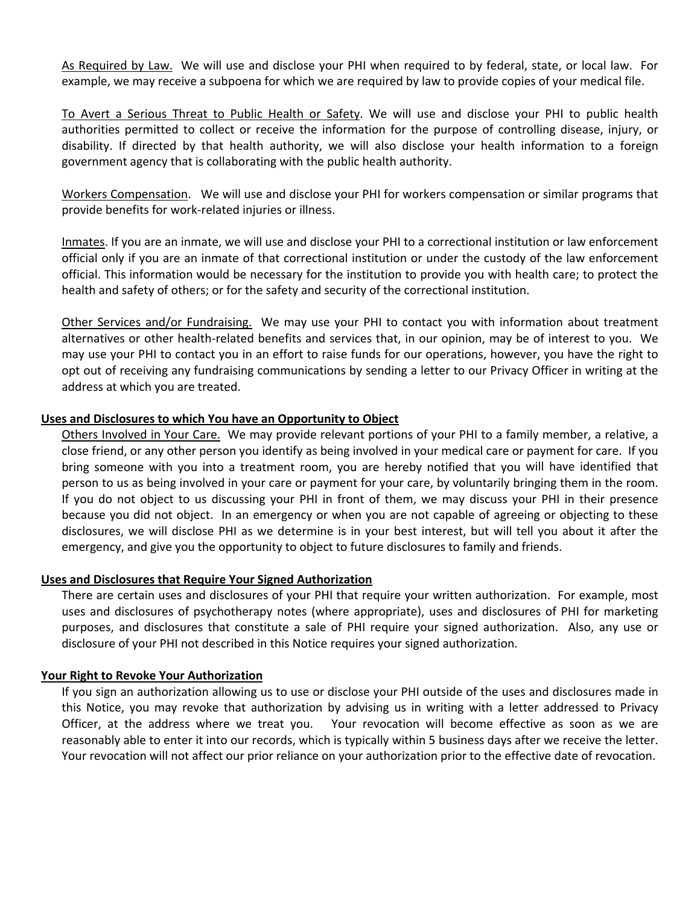As Required by Law. We will use and disclose your PHI when required to by federal, state, or local law. For example, we may receive a subpoena for which we are required by law to provide copies of your medical file.

To Avert a Serious Threat to Public Health or Safety. We will use and disclose your PHI to public health authorities permitted to collect or receive the information for the purpose of controlling disease, injury, or disability. If directed by that health authority, we will also disclose your health information to a foreign government agency that is collaborating with the public health authority.

Workers Compensation. We will use and disclose your PHI for workers compensation or similar programs that provide benefits for work-related injuries or illness.

Inmates. If you are an inmate, we will use and disclose your PHI to a correctional institution or law enforcement official only if you are an inmate of that correctional institution or under the custody of the law enforcement official. This information would be necessary for the institution to provide you with health care; to protect the health and safety of others; or for the safety and security of the correctional institution.

Other Services and/or Fundraising. We may use your PHI to contact you with information about treatment alternatives or other health-related benefits and services that, in our opinion, may be of interest to you. We may use your PHI to contact you in an effort to raise funds for our operations, however, you have the right to opt out of receiving any fundraising communications by sending a letter to our Privacy Officer in writing at the address at which you are treated.

**Uses and Disclosures to which You have an Opportunity to Object**

Others Involved in Your Care. We may provide relevant portions of your PHI to a family member, a relative, a close friend, or any other person you identify as being involved in your medical care or payment for care. If you bring someone with you into a treatment room, you are hereby notified that you will have identified that person to us as being involved in your care or payment for your care, by voluntarily bringing them in the room. If you do not object to us discussing your PHI in front of them, we may discuss your PHI in their presence because you did not object. In an emergency or when you are not capable of agreeing or objecting to these disclosures, we will disclose PHI as we determine is in your best interest, but will tell you about it after the emergency, and give you the opportunity to object to future disclosures to family and friends.

**Uses and Disclosures that Require Your Signed Authorization**

There are certain uses and disclosures of your PHI that require your written authorization. For example, most uses and disclosures of psychotherapy notes (where appropriate), uses and disclosures of PHI for marketing purposes, and disclosures that constitute a sale of PHI require your signed authorization. Also, any use or disclosure of your PHI not described in this Notice requires your signed authorization.

**Your Right to Revoke Your Authorization**

If you sign an authorization allowing us to use or disclose your PHI outside of the uses and disclosures made in this Notice, you may revoke that authorization by advising us in writing with a letter addressed to Privacy Officer, at the address where we treat you. Your revocation will become effective as soon as we are reasonably able to enter it into our records, which is typically within 5 business days after we receive the letter. Your revocation will not affect our prior reliance on your authorization prior to the effective date of revocation.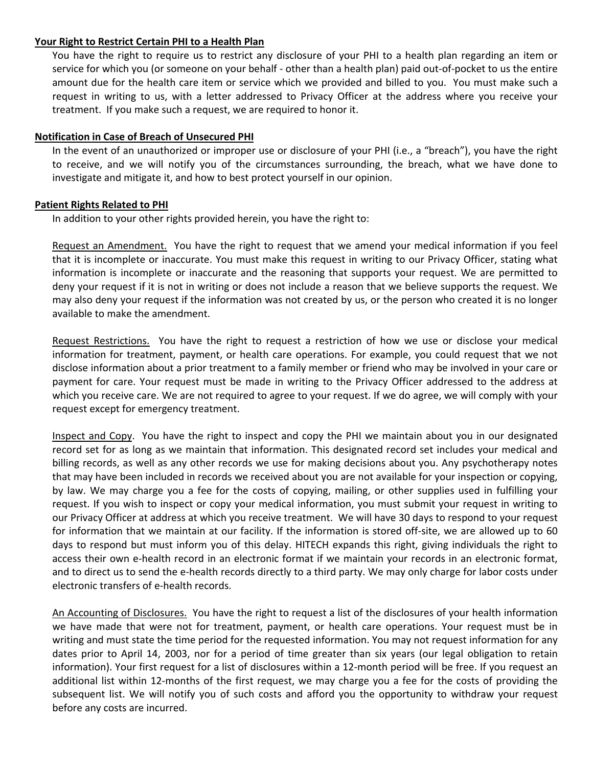**<u>Your Right to Restrict Certain PHI to a Health Plan</u>**

You have the right to require us to restrict any disclosure of your PHI to a health plan regarding an item or service for which you (or someone on your behalf - other than a health plan) paid out-of-pocket to us the entire amount due for the health care item or service which we provided and billed to you. You must make such a request in writing to us, with a letter addressed to Privacy Officer at the address where you receive your treatment. If you make such a request, we are required to honor it.

**<u>Notification in Case of Breach of Unsecured PHI</u>**

In the event of an unauthorized or improper use or disclosure of your PHI (i.e., a "breach"), you have the right to receive, and we will notify you of the circumstances surrounding, the breach, what we have done to investigate and mitigate it, and how to best protect yourself in our opinion.

**<u>Patient Rights Related to PHI</u>**

In addition to your other rights provided herein, you have the right to:

<u>Request an Amendment.</u> You have the right to request that we amend your medical information if you feel that it is incomplete or inaccurate. You must make this request in writing to our Privacy Officer, stating what information is incomplete or inaccurate and the reasoning that supports your request. We are permitted to deny your request if it is not in writing or does not include a reason that we believe supports the request. We may also deny your request if the information was not created by us, or the person who created it is no longer available to make the amendment.

<u>Request Restrictions.</u> You have the right to request a restriction of how we use or disclose your medical information for treatment, payment, or health care operations. For example, you could request that we not disclose information about a prior treatment to a family member or friend who may be involved in your care or payment for care. Your request must be made in writing to the Privacy Officer addressed to the address at which you receive care. We are not required to agree to your request. If we do agree, we will comply with your request except for emergency treatment.

<u>Inspect and Copy</u>. You have the right to inspect and copy the PHI we maintain about you in our designated record set for as long as we maintain that information. This designated record set includes your medical and billing records, as well as any other records we use for making decisions about you. Any psychotherapy notes that may have been included in records we received about you are not available for your inspection or copying, by law. We may charge you a fee for the costs of copying, mailing, or other supplies used in fulfilling your request. If you wish to inspect or copy your medical information, you must submit your request in writing to our Privacy Officer at address at which you receive treatment. We will have 30 days to respond to your request for information that we maintain at our facility. If the information is stored off-site, we are allowed up to 60 days to respond but must inform you of this delay. HITECH expands this right, giving individuals the right to access their own e-health record in an electronic format if we maintain your records in an electronic format, and to direct us to send the e-health records directly to a third party. We may only charge for labor costs under electronic transfers of e-health records.

<u>An Accounting of Disclosures.</u> You have the right to request a list of the disclosures of your health information we have made that were not for treatment, payment, or health care operations. Your request must be in writing and must state the time period for the requested information. You may not request information for any dates prior to April 14, 2003, nor for a period of time greater than six years (our legal obligation to retain information). Your first request for a list of disclosures within a 12-month period will be free. If you request an additional list within 12-months of the first request, we may charge you a fee for the costs of providing the subsequent list. We will notify you of such costs and afford you the opportunity to withdraw your request before any costs are incurred.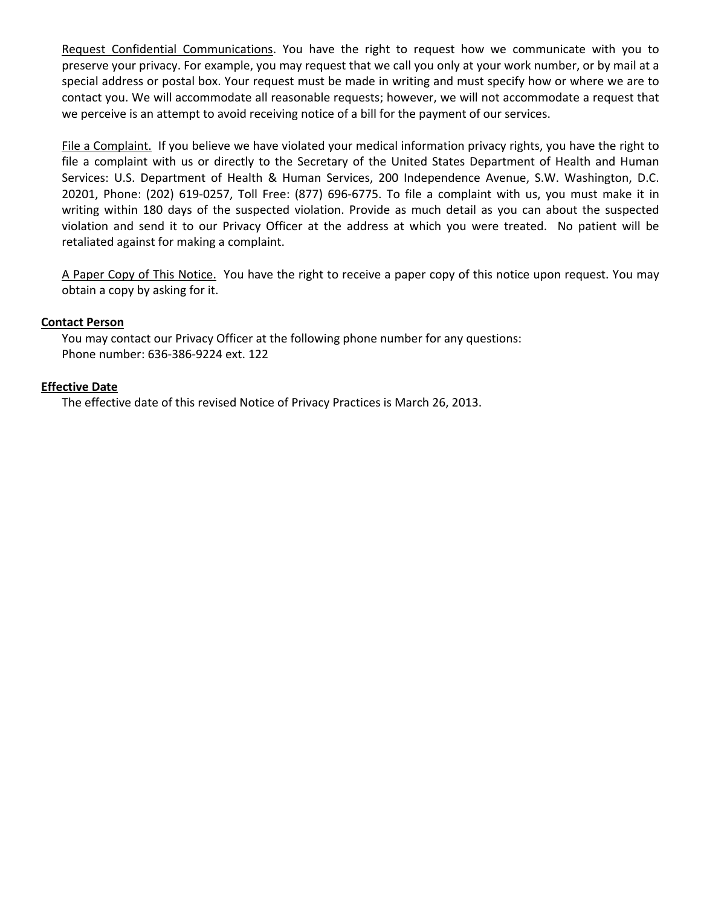Request Confidential Communications. You have the right to request how we communicate with you to preserve your privacy. For example, you may request that we call you only at your work number, or by mail at a special address or postal box. Your request must be made in writing and must specify how or where we are to contact you. We will accommodate all reasonable requests; however, we will not accommodate a request that we perceive is an attempt to avoid receiving notice of a bill for the payment of our services.

File a Complaint. If you believe we have violated your medical information privacy rights, you have the right to file a complaint with us or directly to the Secretary of the United States Department of Health and Human Services: U.S. Department of Health & Human Services, 200 Independence Avenue, S.W. Washington, D.C. 20201, Phone: (202) 619-0257, Toll Free: (877) 696-6775. To file a complaint with us, you must make it in writing within 180 days of the suspected violation. Provide as much detail as you can about the suspected violation and send it to our Privacy Officer at the address at which you were treated. No patient will be retaliated against for making a complaint.

A Paper Copy of This Notice. You have the right to receive a paper copy of this notice upon request. You may obtain a copy by asking for it.

**Contact Person**

You may contact our Privacy Officer at the following phone number for any questions:
Phone number: 636-386-9224 ext. 122

**Effective Date**

The effective date of this revised Notice of Privacy Practices is March 26, 2013.